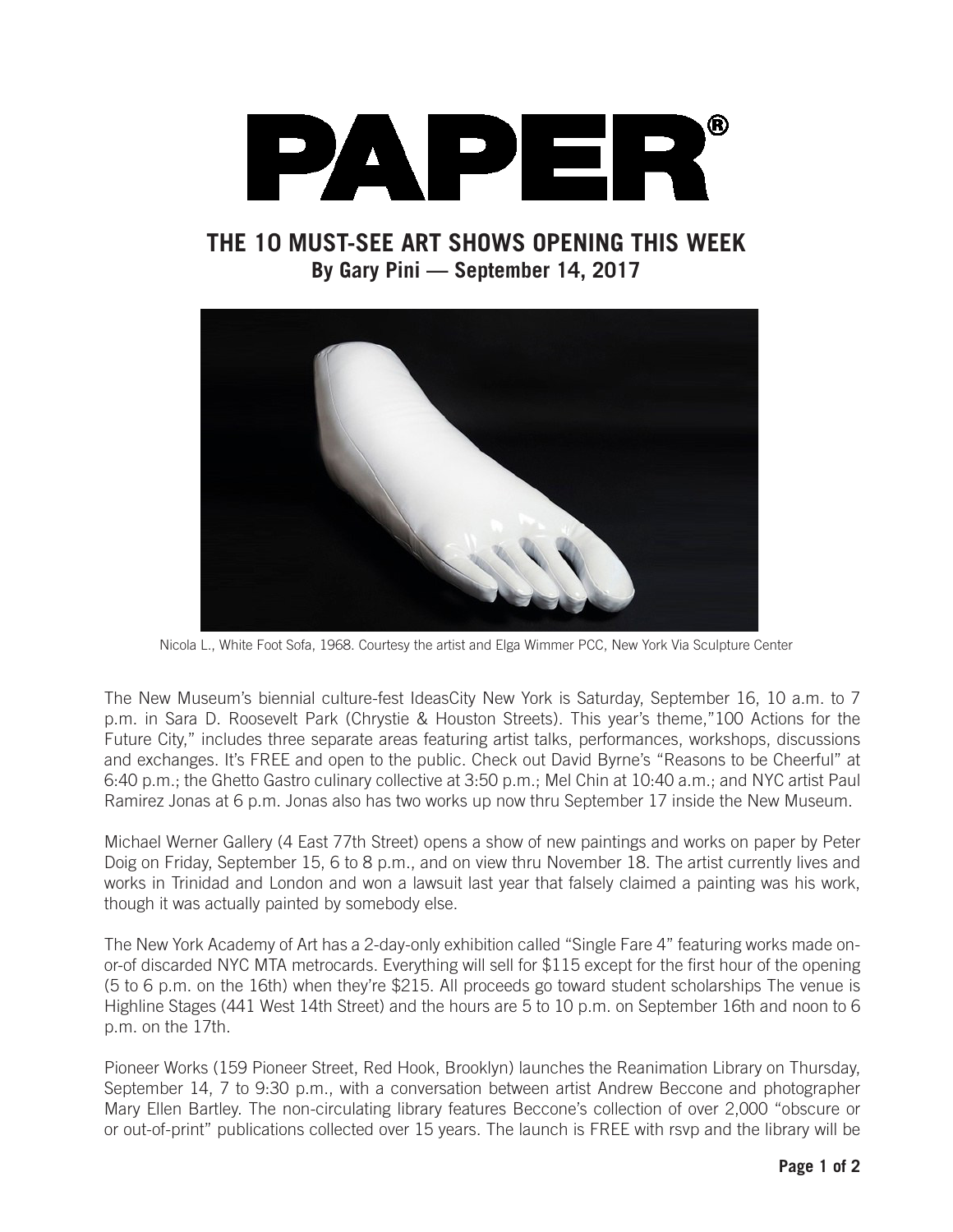# PAPER®

## THE 10 MUST-SEE ART SHOWS OPENING THIS WEEK

**By Gary Pini — September 14, 2017**

Nicola L., White Foot Sofa, 1968. Courtesy the artist and Elga Wimmer PCC, New York Via Sculpture Center

The New Museum's biennial culture-fest IdeasCity New York is Saturday, September 16, 10 a.m. to 7 p.m. in Sara D. Roosevelt Park (Chrystie & Houston Streets). This year's theme,"100 Actions for the Future City," includes three separate areas featuring artist talks, performances, workshops, discussions and exchanges. It's FREE and open to the public. Check out David Byrne's "Reasons to be Cheerful" at 6:40 p.m.; the Ghetto Gastro culinary collective at 3:50 p.m.; Mel Chin at 10:40 a.m.; and NYC artist Paul Ramirez Jonas at 6 p.m. Jonas also has two works up now thru September 17 inside the New Museum.

Michael Werner Gallery (4 East 77th Street) opens a show of new paintings and works on paper by Peter Doig on Friday, September 15, 6 to 8 p.m., and on view thru November 18. The artist currently lives and works in Trinidad and London and won a lawsuit last year that falsely claimed a painting was his work, though it was actually painted by somebody else.

The New York Academy of Art has a 2-day-only exhibition called "Single Fare 4" featuring works made on-or-of discarded NYC MTA metrocards. Everything will sell for $115 except for the first hour of the opening (5 to 6 p.m. on the 16th) when they're $215. All proceeds go toward student scholarships The venue is Highline Stages (441 West 14th Street) and the hours are 5 to 10 p.m. on September 16th and noon to 6 p.m. on the 17th.

Pioneer Works (159 Pioneer Street, Red Hook, Brooklyn) launches the Reanimation Library on Thursday, September 14, 7 to 9:30 p.m., with a conversation between artist Andrew Beccone and photographer Mary Ellen Bartley. The non-circulating library features Beccone's collection of over 2,000 "obscure or or out-of-print" publications collected over 15 years. The launch is FREE with rsvp and the library will be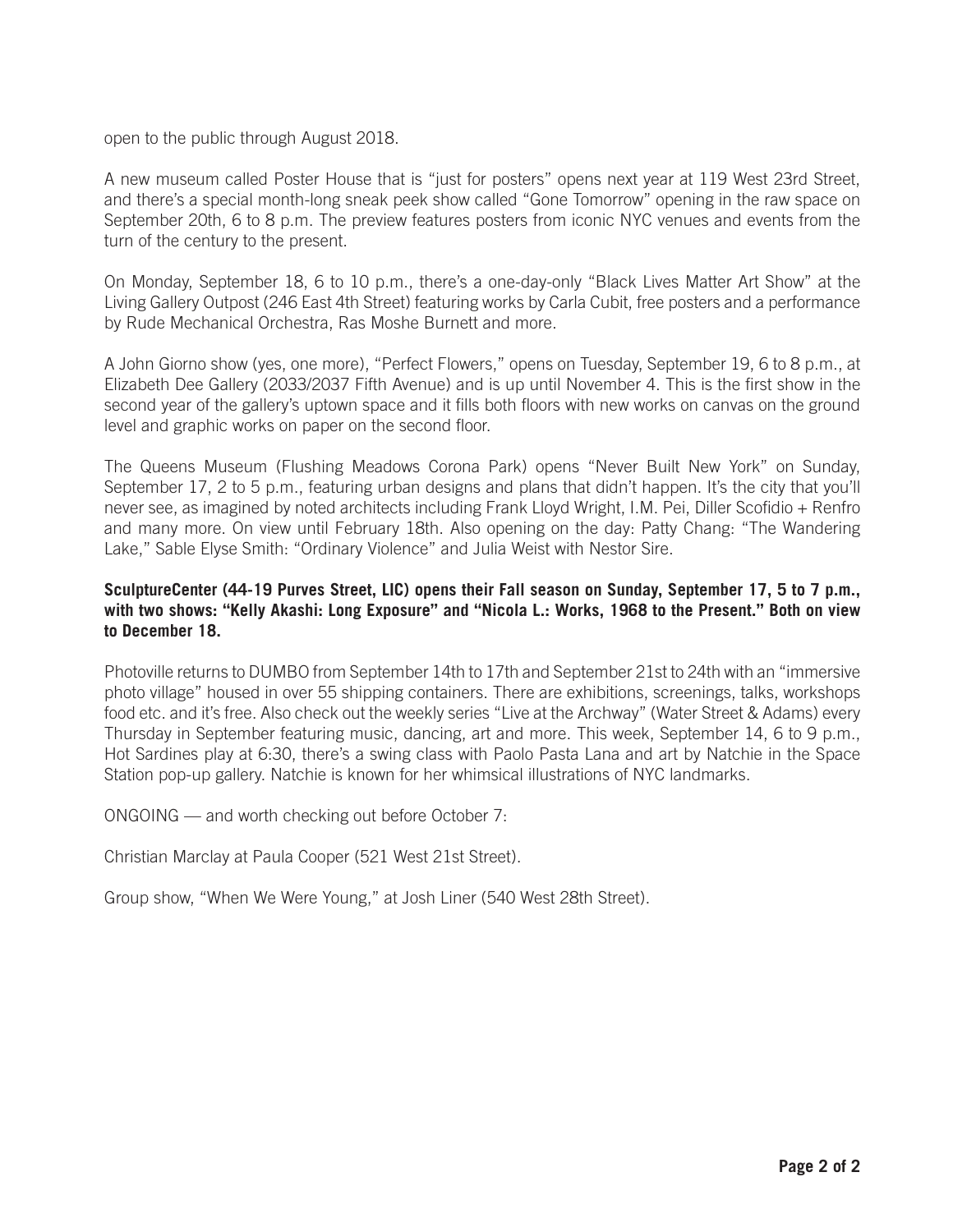open to the public through August 2018.

A new museum called Poster House that is "just for posters" opens next year at 119 West 23rd Street, and there's a special month-long sneak peek show called "Gone Tomorrow" opening in the raw space on September 20th, 6 to 8 p.m. The preview features posters from iconic NYC venues and events from the turn of the century to the present.

On Monday, September 18, 6 to 10 p.m., there's a one-day-only "Black Lives Matter Art Show" at the Living Gallery Outpost (246 East 4th Street) featuring works by Carla Cubit, free posters and a performance by Rude Mechanical Orchestra, Ras Moshe Burnett and more.

A John Giorno show (yes, one more), "Perfect Flowers," opens on Tuesday, September 19, 6 to 8 p.m., at Elizabeth Dee Gallery (2033/2037 Fifth Avenue) and is up until November 4. This is the first show in the second year of the gallery's uptown space and it fills both floors with new works on canvas on the ground level and graphic works on paper on the second floor.

The Queens Museum (Flushing Meadows Corona Park) opens "Never Built New York" on Sunday, September 17, 2 to 5 p.m., featuring urban designs and plans that didn't happen. It's the city that you'll never see, as imagined by noted architects including Frank Lloyd Wright, I.M. Pei, Diller Scofidio + Renfro and many more. On view until February 18th. Also opening on the day: Patty Chang: "The Wandering Lake," Sable Elyse Smith: "Ordinary Violence" and Julia Weist with Nestor Sire.

**SculptureCenter (44-19 Purves Street, LIC) opens their Fall season on Sunday, September 17, 5 to 7 p.m., with two shows: "Kelly Akashi: Long Exposure" and "Nicola L.: Works, 1968 to the Present." Both on view to December 18.**

Photoville returns to DUMBO from September 14th to 17th and September 21st to 24th with an "immersive photo village" housed in over 55 shipping containers. There are exhibitions, screenings, talks, workshops food etc. and it's free. Also check out the weekly series "Live at the Archway" (Water Street & Adams) every Thursday in September featuring music, dancing, art and more. This week, September 14, 6 to 9 p.m., Hot Sardines play at 6:30, there's a swing class with Paolo Pasta Lana and art by Natchie in the Space Station pop-up gallery. Natchie is known for her whimsical illustrations of NYC landmarks.

ONGOING — and worth checking out before October 7:

Christian Marclay at Paula Cooper (521 West 21st Street).

Group show, "When We Were Young," at Josh Liner (540 West 28th Street).